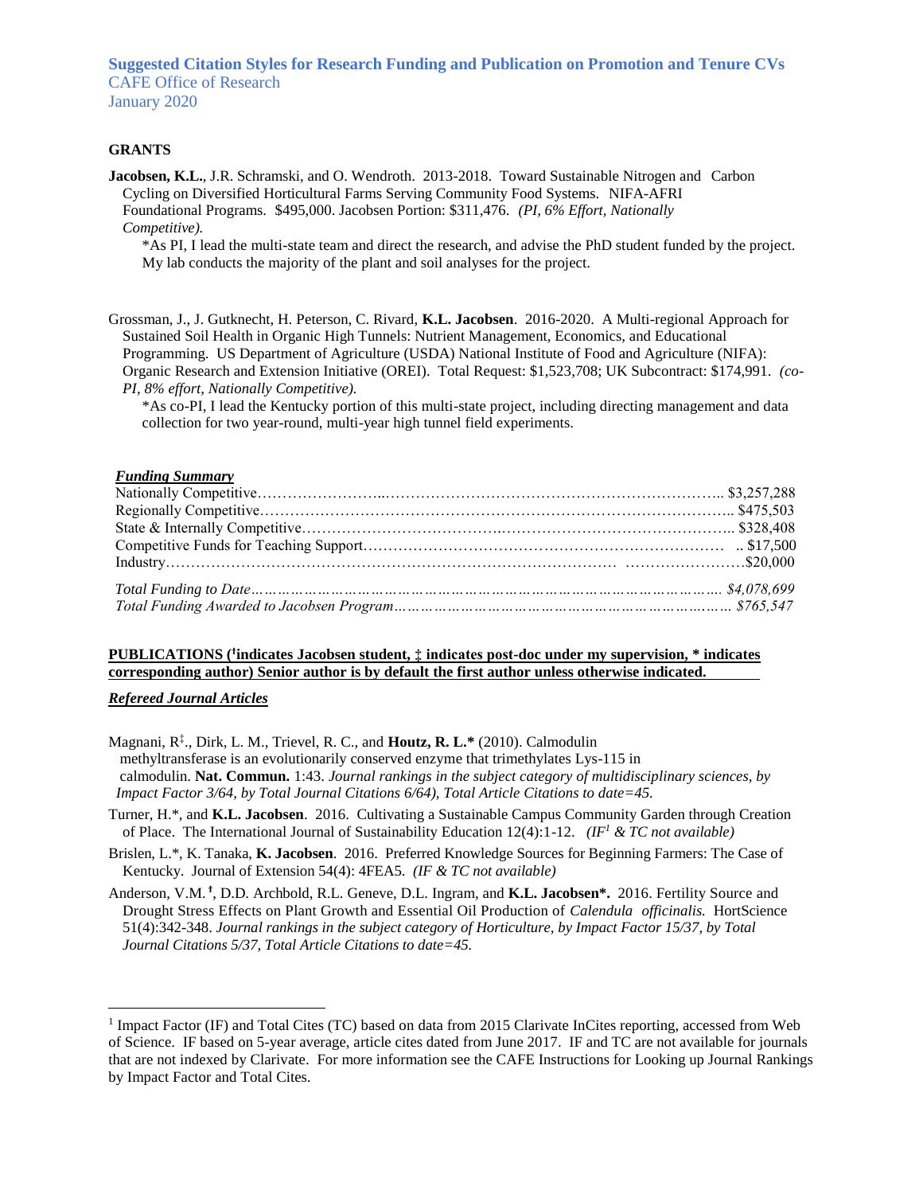**Suggested Citation Styles for Research Funding and Publication on Promotion and Tenure CVs**
CAFE Office of Research
January 2020

## GRANTS

**Jacobsen, K.L.**, J.R. Schramski, and O. Wendroth. 2013-2018. Toward Sustainable Nitrogen and Carbon Cycling on Diversified Horticultural Farms Serving Community Food Systems. NIFA-AFRI Foundational Programs. $495,000. Jacobsen Portion: $311,476. *(PI, 6% Effort, Nationally Competitive).*

*As PI, I lead the multi-state team and direct the research, and advise the PhD student funded by the project. My lab conducts the majority of the plant and soil analyses for the project.

Grossman, J., J. Gutknecht, H. Peterson, C. Rivard, **K.L. Jacobsen**. 2016-2020. A Multi-regional Approach for Sustained Soil Health in Organic High Tunnels: Nutrient Management, Economics, and Educational Programming. US Department of Agriculture (USDA) National Institute of Food and Agriculture (NIFA): Organic Research and Extension Initiative (OREI). Total Request: $1,523,708; UK Subcontract: $174,991. *(co-PI, 8% effort, Nationally Competitive).*

*As co-PI, I lead the Kentucky portion of this multi-state project, including directing management and data collection for two year-round, multi-year high tunnel field experiments.

***Funding Summary***

| | |
|---|---|
| Nationally Competitive | $3,257,288 |
| Regionally Competitive | $475,503 |
| State & Internally Competitive | $328,408 |
| Competitive Funds for Teaching Support | $17,500 |
| Industry | $20,000 |
| *Total Funding to Date* | *$4,078,699* |
| *Total Funding Awarded to Jacobsen Program* | *$765,547* |

**PUBLICATIONS (ᵻindicates Jacobsen student, ‡ indicates post-doc under my supervision, * indicates corresponding author) Senior author is by default the first author unless otherwise indicated.**

***Refereed Journal Articles***

Magnani, R‡., Dirk, L. M., Trievel, R. C., and **Houtz, R. L.*** (2010). Calmodulin methyltransferase is an evolutionarily conserved enzyme that trimethylates Lys-115 in calmodulin. **Nat. Commun.** 1:43. *Journal rankings in the subject category of multidisciplinary sciences, by Impact Factor 3/64, by Total Journal Citations 6/64), Total Article Citations to date=45.*

Turner, H.*, and **K.L. Jacobsen**. 2016. Cultivating a Sustainable Campus Community Garden through Creation of Place. The International Journal of Sustainability Education 12(4):1-12. *(IF[1] & TC not available)*

Brislen, L.*, K. Tanaka, **K. Jacobsen**. 2016. Preferred Knowledge Sources for Beginning Farmers: The Case of Kentucky. Journal of Extension 54(4): 4FEA5. *(IF & TC not available)*

Anderson, V.M.ᵻ, D.D. Archbold, R.L. Geneve, D.L. Ingram, and **K.L. Jacobsen***. 2016. Fertility Source and Drought Stress Effects on Plant Growth and Essential Oil Production of *Calendula officinalis.* HortScience 51(4):342-348. *Journal rankings in the subject category of Horticulture, by Impact Factor 15/37, by Total Journal Citations 5/37, Total Article Citations to date=45.*

---

[1] Impact Factor (IF) and Total Cites (TC) based on data from 2015 Clarivate InCites reporting, accessed from Web of Science. IF based on 5-year average, article cites dated from June 2017. IF and TC are not available for journals that are not indexed by Clarivate. For more information see the CAFE Instructions for Looking up Journal Rankings by Impact Factor and Total Cites.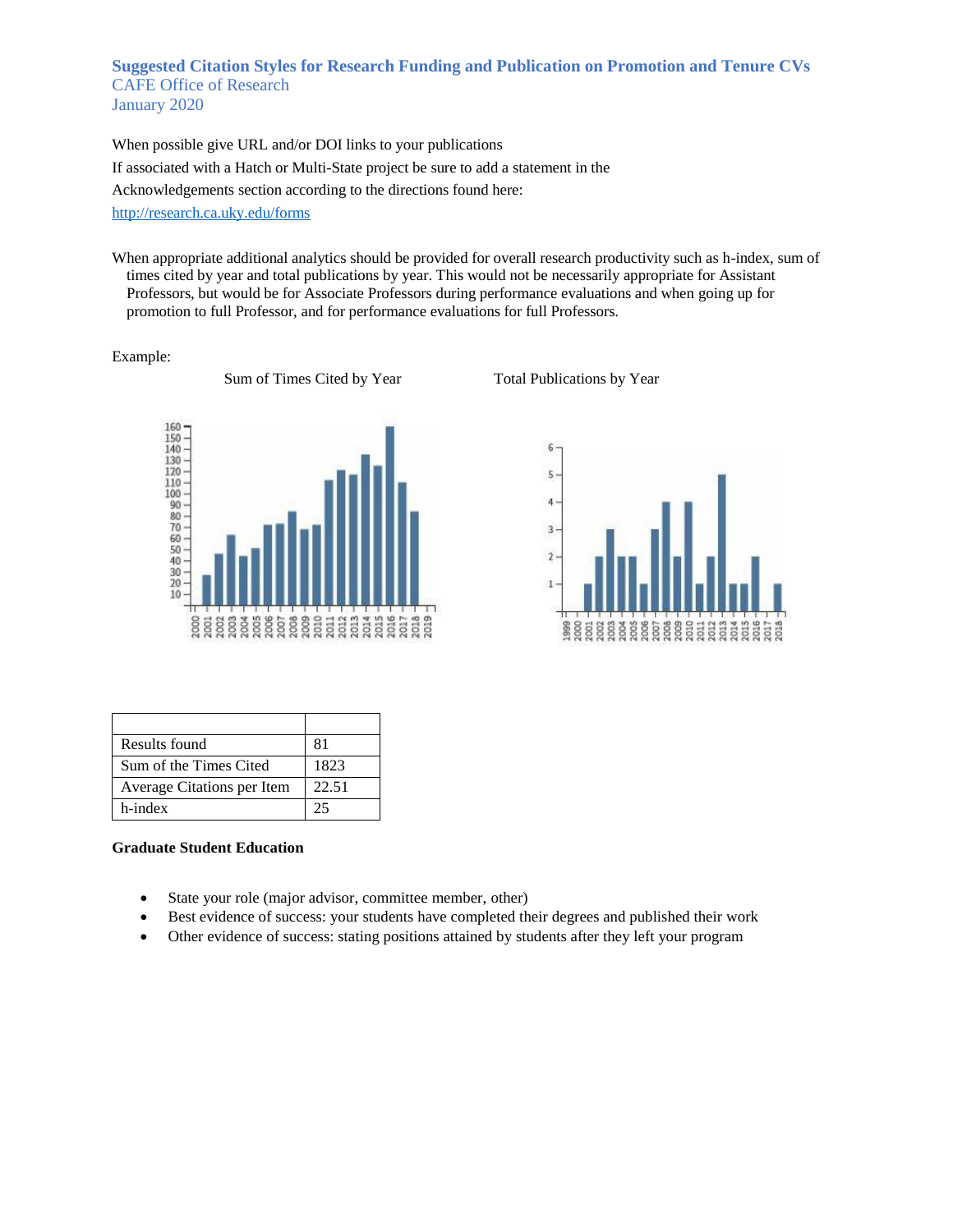# Suggested Citation Styles for Research Funding and Publication on Promotion and Tenure CVs

CAFE Office of Research
January 2020

When possible give URL and/or DOI links to your publications
If associated with a Hatch or Multi-State project be sure to add a statement in the Acknowledgements section according to the directions found here:
http://research.ca.uky.edu/forms

When appropriate additional analytics should be provided for overall research productivity such as h-index, sum of times cited by year and total publications by year. This would not be necessarily appropriate for Assistant Professors, but would be for Associate Professors during performance evaluations and when going up for promotion to full Professor, and for performance evaluations for full Professors.

Example:

Sum of Times Cited by Year

160 150 140 130 120 110 100 90 80 70 60 50 40 30 20 10

2000 2001 2002 2003 2004 2005 2006 2007 2008 2009 2010 2011 2012 2013 2014 2015 2016 2017 2018 2019

Total Publications by Year

6 5 4 3 2 1

1999 2000 2001 2002 2003 2004 2005 2006 2007 2008 2009 2010 2011 2012 2013 2014 2015 2016 2017 2018

| | |
|---|---|
| Results found | 81 |
| Sum of the Times Cited | 1823 |
| Average Citations per Item | 22.51 |
| h-index | 25 |

**Graduate Student Education**

- State your role (major advisor, committee member, other)
- Best evidence of success: your students have completed their degrees and published their work
- Other evidence of success: stating positions attained by students after they left your program